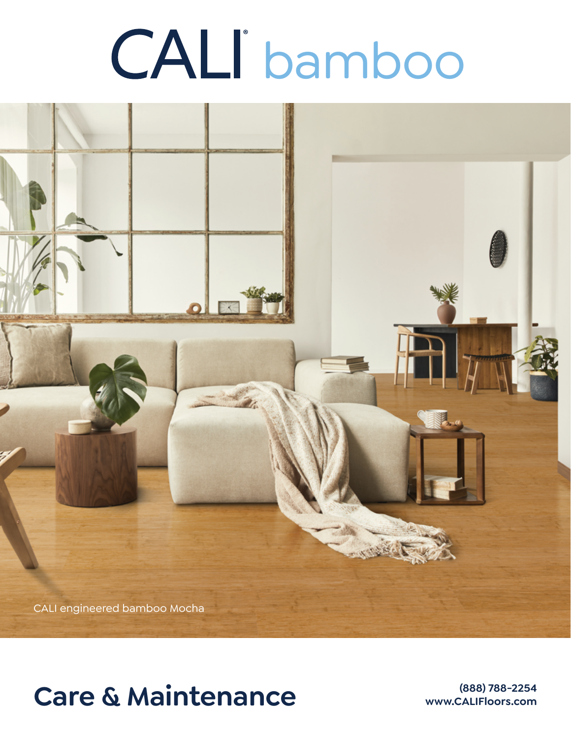# CALI® bamboo

CALI engineered bamboo Mocha

# Care & Maintenance

(888) 788-2254
www.CALIFloors.com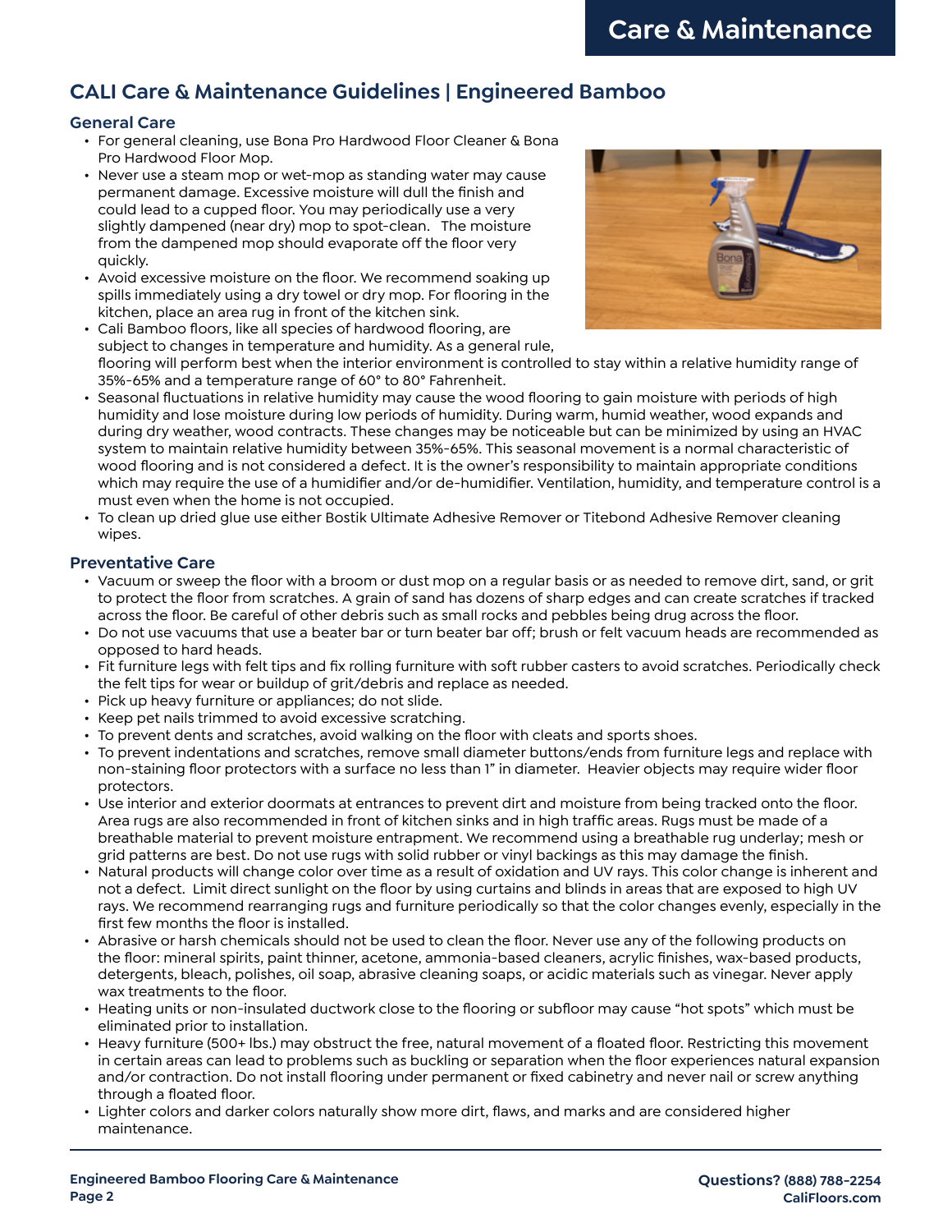# CALI Care & Maintenance Guidelines | Engineered Bamboo

## General Care

- For general cleaning, use Bona Pro Hardwood Floor Cleaner & Bona Pro Hardwood Floor Mop.
- Never use a steam mop or wet-mop as standing water may cause permanent damage. Excessive moisture will dull the finish and could lead to a cupped floor. You may periodically use a very slightly dampened (near dry) mop to spot-clean. The moisture from the dampened mop should evaporate off the floor very quickly.
- Avoid excessive moisture on the floor. We recommend soaking up spills immediately using a dry towel or dry mop. For flooring in the kitchen, place an area rug in front of the kitchen sink.
- Cali Bamboo floors, like all species of hardwood flooring, are subject to changes in temperature and humidity. As a general rule, flooring will perform best when the interior environment is controlled to stay within a relative humidity range of 35%-65% and a temperature range of 60° to 80° Fahrenheit.
- Seasonal fluctuations in relative humidity may cause the wood flooring to gain moisture with periods of high humidity and lose moisture during low periods of humidity. During warm, humid weather, wood expands and during dry weather, wood contracts. These changes may be noticeable but can be minimized by using an HVAC system to maintain relative humidity between 35%-65%. This seasonal movement is a normal characteristic of wood flooring and is not considered a defect. It is the owner's responsibility to maintain appropriate conditions which may require the use of a humidifier and/or de-humidifier. Ventilation, humidity, and temperature control is a must even when the home is not occupied.
- To clean up dried glue use either Bostik Ultimate Adhesive Remover or Titebond Adhesive Remover cleaning wipes.

## Preventative Care

- Vacuum or sweep the floor with a broom or dust mop on a regular basis or as needed to remove dirt, sand, or grit to protect the floor from scratches. A grain of sand has dozens of sharp edges and can create scratches if tracked across the floor. Be careful of other debris such as small rocks and pebbles being drug across the floor.
- Do not use vacuums that use a beater bar or turn beater bar off; brush or felt vacuum heads are recommended as opposed to hard heads.
- Fit furniture legs with felt tips and fix rolling furniture with soft rubber casters to avoid scratches. Periodically check the felt tips for wear or buildup of grit/debris and replace as needed.
- Pick up heavy furniture or appliances; do not slide.
- Keep pet nails trimmed to avoid excessive scratching.
- To prevent dents and scratches, avoid walking on the floor with cleats and sports shoes.
- To prevent indentations and scratches, remove small diameter buttons/ends from furniture legs and replace with non-staining floor protectors with a surface no less than 1" in diameter. Heavier objects may require wider floor protectors.
- Use interior and exterior doormats at entrances to prevent dirt and moisture from being tracked onto the floor. Area rugs are also recommended in front of kitchen sinks and in high traffic areas. Rugs must be made of a breathable material to prevent moisture entrapment. We recommend using a breathable rug underlay; mesh or grid patterns are best. Do not use rugs with solid rubber or vinyl backings as this may damage the finish.
- Natural products will change color over time as a result of oxidation and UV rays. This color change is inherent and not a defect. Limit direct sunlight on the floor by using curtains and blinds in areas that are exposed to high UV rays. We recommend rearranging rugs and furniture periodically so that the color changes evenly, especially in the first few months the floor is installed.
- Abrasive or harsh chemicals should not be used to clean the floor. Never use any of the following products on the floor: mineral spirits, paint thinner, acetone, ammonia-based cleaners, acrylic finishes, wax-based products, detergents, bleach, polishes, oil soap, abrasive cleaning soaps, or acidic materials such as vinegar. Never apply wax treatments to the floor.
- Heating units or non-insulated ductwork close to the flooring or subfloor may cause "hot spots" which must be eliminated prior to installation.
- Heavy furniture (500+ lbs.) may obstruct the free, natural movement of a floated floor. Restricting this movement in certain areas can lead to problems such as buckling or separation when the floor experiences natural expansion and/or contraction. Do not install flooring under permanent or fixed cabinetry and never nail or screw anything through a floated floor.
- Lighter colors and darker colors naturally show more dirt, flaws, and marks and are considered higher maintenance.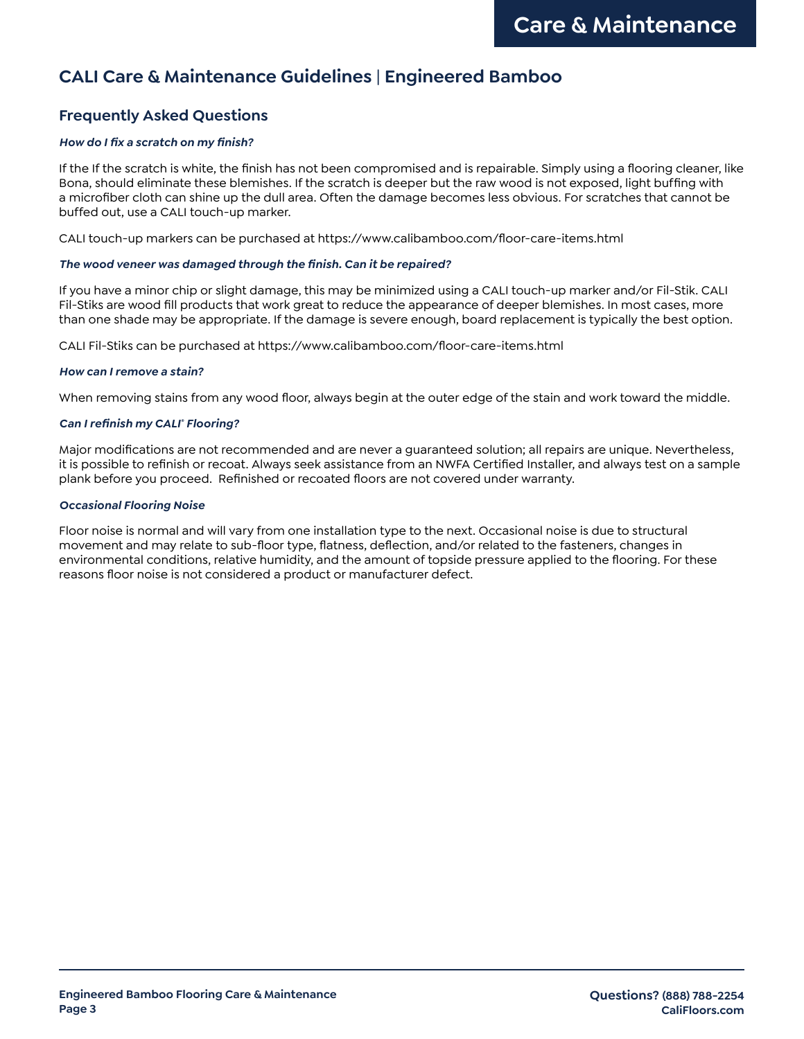## CALI Care & Maintenance Guidelines | Engineered Bamboo

### Frequently Asked Questions

***How do I fix a scratch on my finish?***

If the If the scratch is white, the finish has not been compromised and is repairable. Simply using a flooring cleaner, like Bona, should eliminate these blemishes. If the scratch is deeper but the raw wood is not exposed, light buffing with a microfiber cloth can shine up the dull area. Often the damage becomes less obvious. For scratches that cannot be buffed out, use a CALI touch-up marker.

CALI touch-up markers can be purchased at https://www.calibamboo.com/floor-care-items.html

***The wood veneer was damaged through the finish. Can it be repaired?***

If you have a minor chip or slight damage, this may be minimized using a CALI touch-up marker and/or Fil-Stik. CALI Fil-Stiks are wood fill products that work great to reduce the appearance of deeper blemishes. In most cases, more than one shade may be appropriate. If the damage is severe enough, board replacement is typically the best option.

CALI Fil-Stiks can be purchased at https://www.calibamboo.com/floor-care-items.html

***How can I remove a stain?***

When removing stains from any wood floor, always begin at the outer edge of the stain and work toward the middle.

***Can I refinish my CALI® Flooring?***

Major modifications are not recommended and are never a guaranteed solution; all repairs are unique. Nevertheless, it is possible to refinish or recoat. Always seek assistance from an NWFA Certified Installer, and always test on a sample plank before you proceed. Refinished or recoated floors are not covered under warranty.

***Occasional Flooring Noise***

Floor noise is normal and will vary from one installation type to the next. Occasional noise is due to structural movement and may relate to sub-floor type, flatness, deflection, and/or related to the fasteners, changes in environmental conditions, relative humidity, and the amount of topside pressure applied to the flooring. For these reasons floor noise is not considered a product or manufacturer defect.